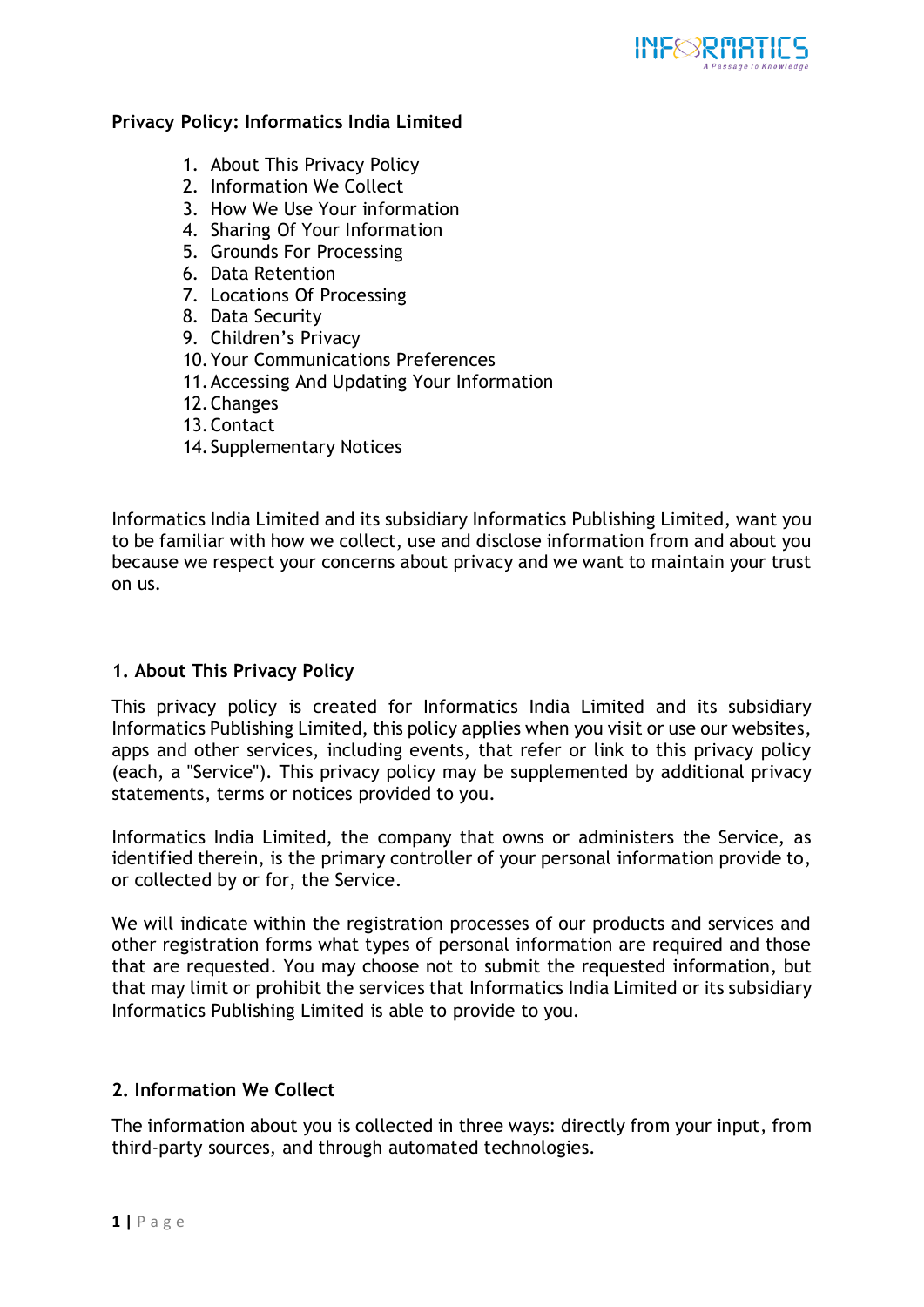**Privacy Policy: Informatics India Limited**

1. About This Privacy Policy
2. Information We Collect
3. How We Use Your information
4. Sharing Of Your Information
5. Grounds For Processing
6. Data Retention
7. Locations Of Processing
8. Data Security
9. Children's Privacy
10. Your Communications Preferences
11. Accessing And Updating Your Information
12. Changes
13. Contact
14. Supplementary Notices

Informatics India Limited and its subsidiary Informatics Publishing Limited, want you to be familiar with how we collect, use and disclose information from and about you because we respect your concerns about privacy and we want to maintain your trust on us.

## 1. About This Privacy Policy

This privacy policy is created for Informatics India Limited and its subsidiary Informatics Publishing Limited, this policy applies when you visit or use our websites, apps and other services, including events, that refer or link to this privacy policy (each, a "Service"). This privacy policy may be supplemented by additional privacy statements, terms or notices provided to you.

Informatics India Limited, the company that owns or administers the Service, as identified therein, is the primary controller of your personal information provide to, or collected by or for, the Service.

We will indicate within the registration processes of our products and services and other registration forms what types of personal information are required and those that are requested. You may choose not to submit the requested information, but that may limit or prohibit the services that Informatics India Limited or its subsidiary Informatics Publishing Limited is able to provide to you.

## 2. Information We Collect

The information about you is collected in three ways: directly from your input, from third-party sources, and through automated technologies.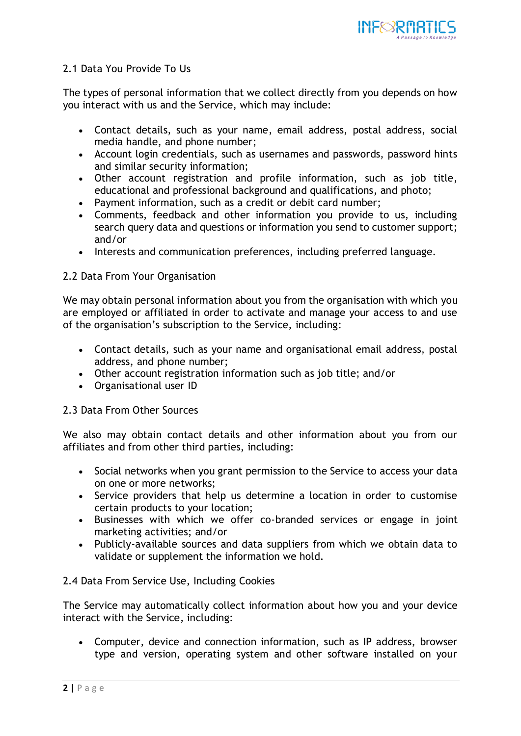### 2.1 Data You Provide To Us

The types of personal information that we collect directly from you depends on how you interact with us and the Service, which may include:

- Contact details, such as your name, email address, postal address, social media handle, and phone number;
- Account login credentials, such as usernames and passwords, password hints and similar security information;
- Other account registration and profile information, such as job title, educational and professional background and qualifications, and photo;
- Payment information, such as a credit or debit card number;
- Comments, feedback and other information you provide to us, including search query data and questions or information you send to customer support; and/or
- Interests and communication preferences, including preferred language.

### 2.2 Data From Your Organisation

We may obtain personal information about you from the organisation with which you are employed or affiliated in order to activate and manage your access to and use of the organisation's subscription to the Service, including:

- Contact details, such as your name and organisational email address, postal address, and phone number;
- Other account registration information such as job title; and/or
- Organisational user ID

### 2.3 Data From Other Sources

We also may obtain contact details and other information about you from our affiliates and from other third parties, including:

- Social networks when you grant permission to the Service to access your data on one or more networks;
- Service providers that help us determine a location in order to customise certain products to your location;
- Businesses with which we offer co-branded services or engage in joint marketing activities; and/or
- Publicly-available sources and data suppliers from which we obtain data to validate or supplement the information we hold.

### 2.4 Data From Service Use, Including Cookies

The Service may automatically collect information about how you and your device interact with the Service, including:

- Computer, device and connection information, such as IP address, browser type and version, operating system and other software installed on your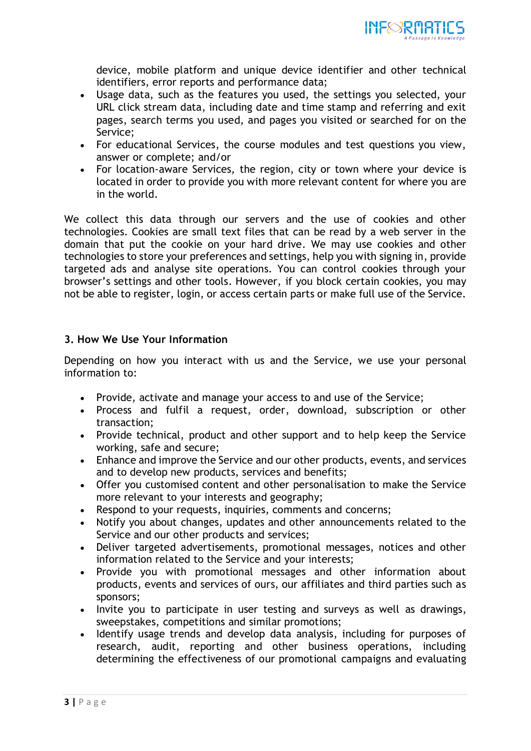device, mobile platform and unique device identifier and other technical identifiers, error reports and performance data;

- Usage data, such as the features you used, the settings you selected, your URL click stream data, including date and time stamp and referring and exit pages, search terms you used, and pages you visited or searched for on the Service;
- For educational Services, the course modules and test questions you view, answer or complete; and/or
- For location-aware Services, the region, city or town where your device is located in order to provide you with more relevant content for where you are in the world.

We collect this data through our servers and the use of cookies and other technologies. Cookies are small text files that can be read by a web server in the domain that put the cookie on your hard drive. We may use cookies and other technologies to store your preferences and settings, help you with signing in, provide targeted ads and analyse site operations. You can control cookies through your browser's settings and other tools. However, if you block certain cookies, you may not be able to register, login, or access certain parts or make full use of the Service.

### 3. How We Use Your Information

Depending on how you interact with us and the Service, we use your personal information to:

- Provide, activate and manage your access to and use of the Service;
- Process and fulfil a request, order, download, subscription or other transaction;
- Provide technical, product and other support and to help keep the Service working, safe and secure;
- Enhance and improve the Service and our other products, events, and services and to develop new products, services and benefits;
- Offer you customised content and other personalisation to make the Service more relevant to your interests and geography;
- Respond to your requests, inquiries, comments and concerns;
- Notify you about changes, updates and other announcements related to the Service and our other products and services;
- Deliver targeted advertisements, promotional messages, notices and other information related to the Service and your interests;
- Provide you with promotional messages and other information about products, events and services of ours, our affiliates and third parties such as sponsors;
- Invite you to participate in user testing and surveys as well as drawings, sweepstakes, competitions and similar promotions;
- Identify usage trends and develop data analysis, including for purposes of research, audit, reporting and other business operations, including determining the effectiveness of our promotional campaigns and evaluating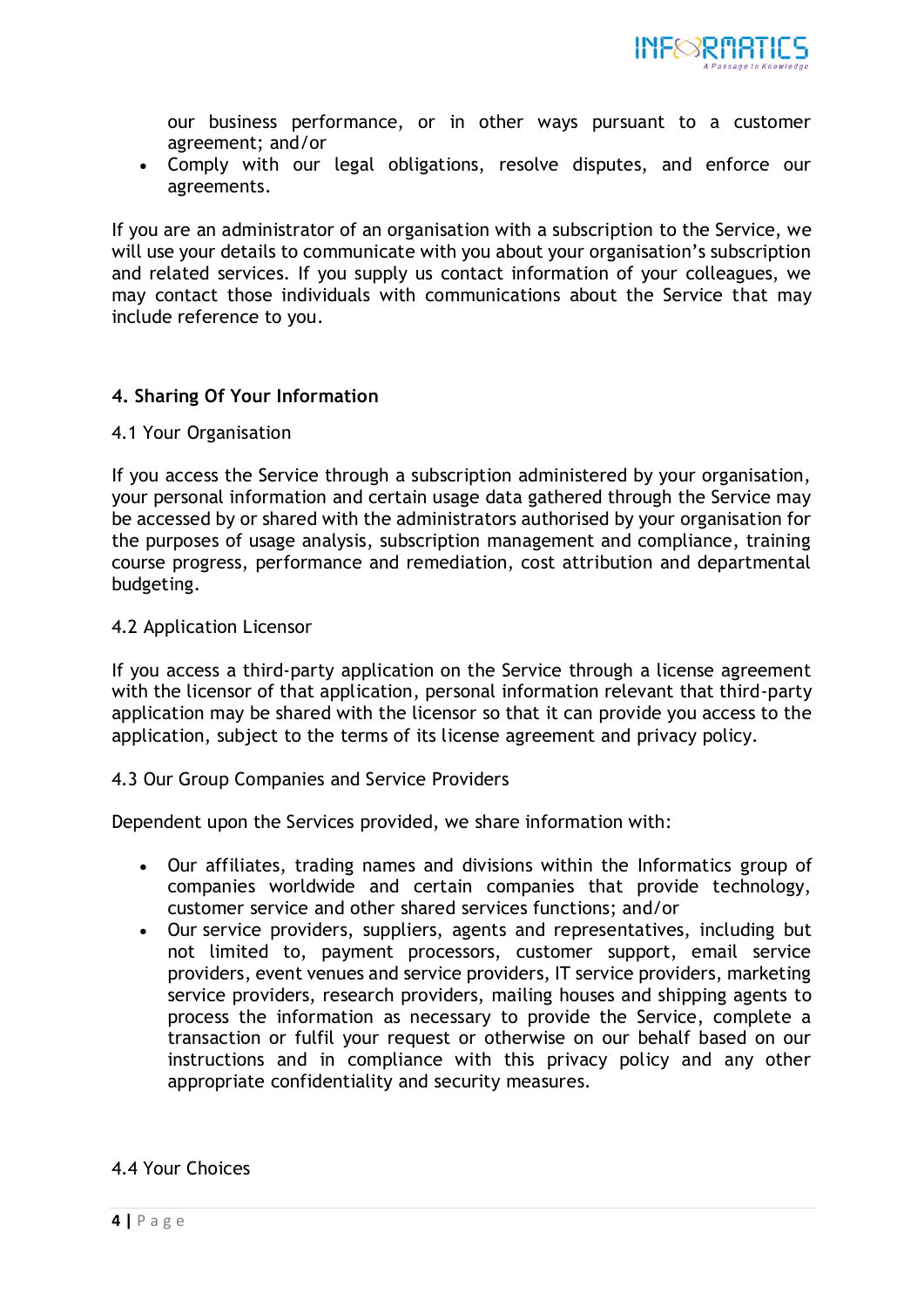- our business performance, or in other ways pursuant to a customer agreement; and/or
- Comply with our legal obligations, resolve disputes, and enforce our agreements.

If you are an administrator of an organisation with a subscription to the Service, we will use your details to communicate with you about your organisation's subscription and related services. If you supply us contact information of your colleagues, we may contact those individuals with communications about the Service that may include reference to you.

## 4. Sharing Of Your Information

### 4.1 Your Organisation

If you access the Service through a subscription administered by your organisation, your personal information and certain usage data gathered through the Service may be accessed by or shared with the administrators authorised by your organisation for the purposes of usage analysis, subscription management and compliance, training course progress, performance and remediation, cost attribution and departmental budgeting.

### 4.2 Application Licensor

If you access a third-party application on the Service through a license agreement with the licensor of that application, personal information relevant that third-party application may be shared with the licensor so that it can provide you access to the application, subject to the terms of its license agreement and privacy policy.

### 4.3 Our Group Companies and Service Providers

Dependent upon the Services provided, we share information with:

- Our affiliates, trading names and divisions within the Informatics group of companies worldwide and certain companies that provide technology, customer service and other shared services functions; and/or
- Our service providers, suppliers, agents and representatives, including but not limited to, payment processors, customer support, email service providers, event venues and service providers, IT service providers, marketing service providers, research providers, mailing houses and shipping agents to process the information as necessary to provide the Service, complete a transaction or fulfil your request or otherwise on our behalf based on our instructions and in compliance with this privacy policy and any other appropriate confidentiality and security measures.

### 4.4 Your Choices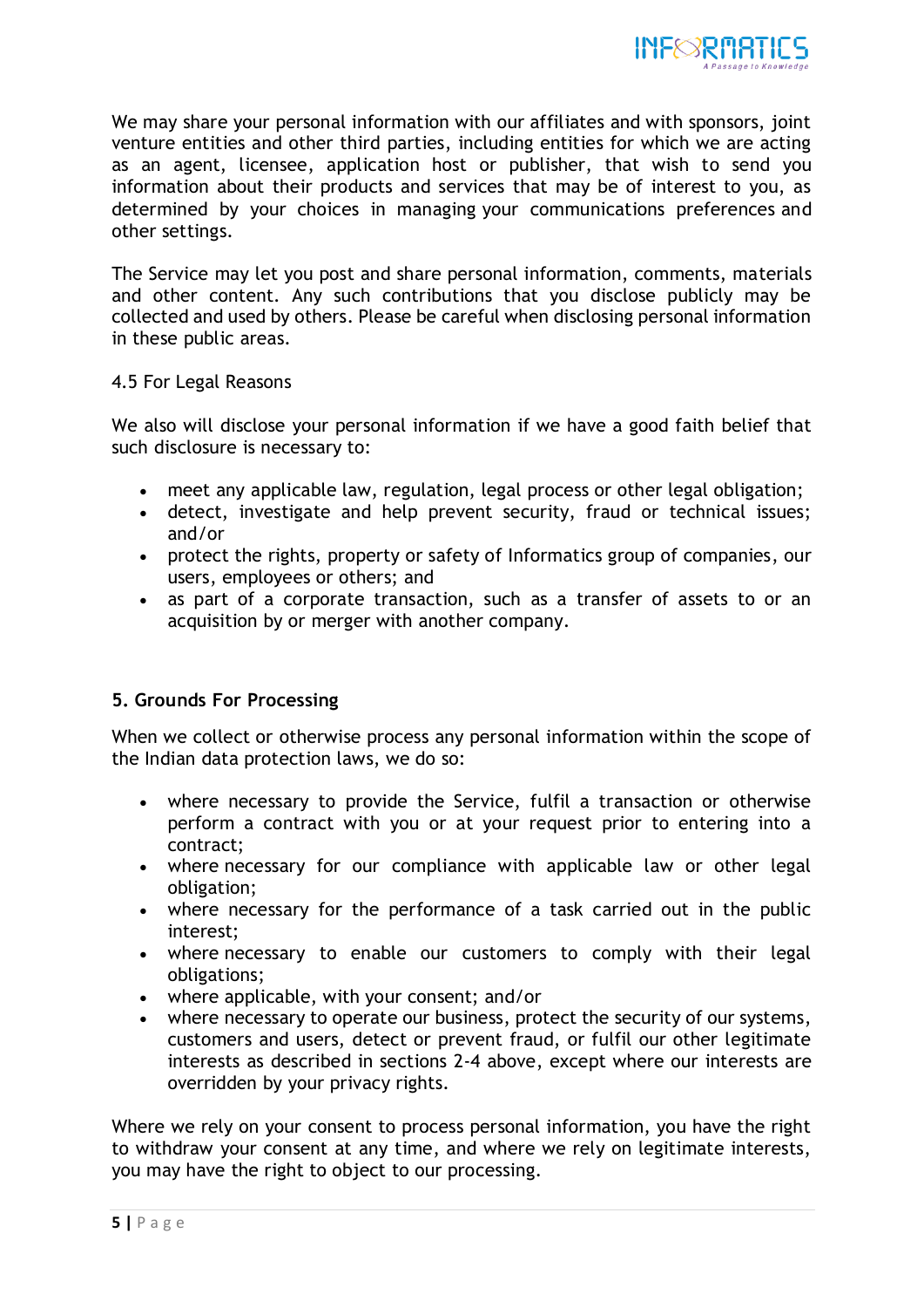We may share your personal information with our affiliates and with sponsors, joint venture entities and other third parties, including entities for which we are acting as an agent, licensee, application host or publisher, that wish to send you information about their products and services that may be of interest to you, as determined by your choices in managing your communications preferences and other settings.

The Service may let you post and share personal information, comments, materials and other content. Any such contributions that you disclose publicly may be collected and used by others. Please be careful when disclosing personal information in these public areas.

4.5 For Legal Reasons

We also will disclose your personal information if we have a good faith belief that such disclosure is necessary to:

- meet any applicable law, regulation, legal process or other legal obligation;
- detect, investigate and help prevent security, fraud or technical issues; and/or
- protect the rights, property or safety of Informatics group of companies, our users, employees or others; and
- as part of a corporate transaction, such as a transfer of assets to or an acquisition by or merger with another company.

## 5. Grounds For Processing

When we collect or otherwise process any personal information within the scope of the Indian data protection laws, we do so:

- where necessary to provide the Service, fulfil a transaction or otherwise perform a contract with you or at your request prior to entering into a contract;
- where necessary for our compliance with applicable law or other legal obligation;
- where necessary for the performance of a task carried out in the public interest;
- where necessary to enable our customers to comply with their legal obligations;
- where applicable, with your consent; and/or
- where necessary to operate our business, protect the security of our systems, customers and users, detect or prevent fraud, or fulfil our other legitimate interests as described in sections 2-4 above, except where our interests are overridden by your privacy rights.

Where we rely on your consent to process personal information, you have the right to withdraw your consent at any time, and where we rely on legitimate interests, you may have the right to object to our processing.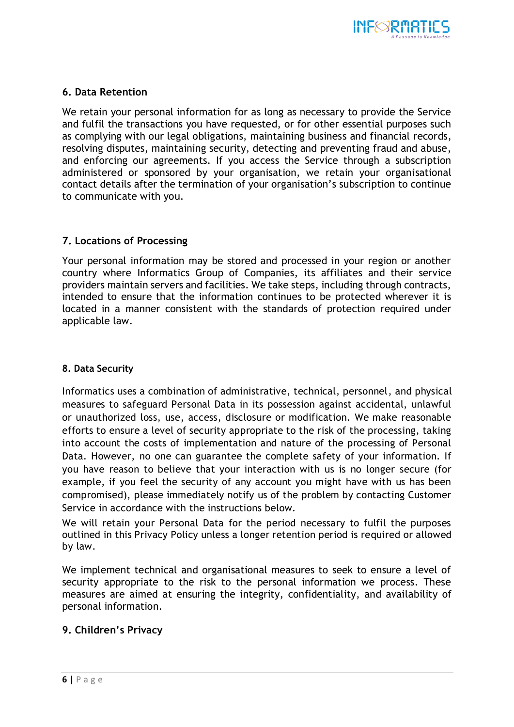### 6. Data Retention

We retain your personal information for as long as necessary to provide the Service and fulfil the transactions you have requested, or for other essential purposes such as complying with our legal obligations, maintaining business and financial records, resolving disputes, maintaining security, detecting and preventing fraud and abuse, and enforcing our agreements. If you access the Service through a subscription administered or sponsored by your organisation, we retain your organisational contact details after the termination of your organisation's subscription to continue to communicate with you.

### 7. Locations of Processing

Your personal information may be stored and processed in your region or another country where Informatics Group of Companies, its affiliates and their service providers maintain servers and facilities. We take steps, including through contracts, intended to ensure that the information continues to be protected wherever it is located in a manner consistent with the standards of protection required under applicable law.

### 8. Data Security

Informatics uses a combination of administrative, technical, personnel, and physical measures to safeguard Personal Data in its possession against accidental, unlawful or unauthorized loss, use, access, disclosure or modification. We make reasonable efforts to ensure a level of security appropriate to the risk of the processing, taking into account the costs of implementation and nature of the processing of Personal Data. However, no one can guarantee the complete safety of your information. If you have reason to believe that your interaction with us is no longer secure (for example, if you feel the security of any account you might have with us has been compromised), please immediately notify us of the problem by contacting Customer Service in accordance with the instructions below.

We will retain your Personal Data for the period necessary to fulfil the purposes outlined in this Privacy Policy unless a longer retention period is required or allowed by law.

We implement technical and organisational measures to seek to ensure a level of security appropriate to the risk to the personal information we process. These measures are aimed at ensuring the integrity, confidentiality, and availability of personal information.

### 9. Children's Privacy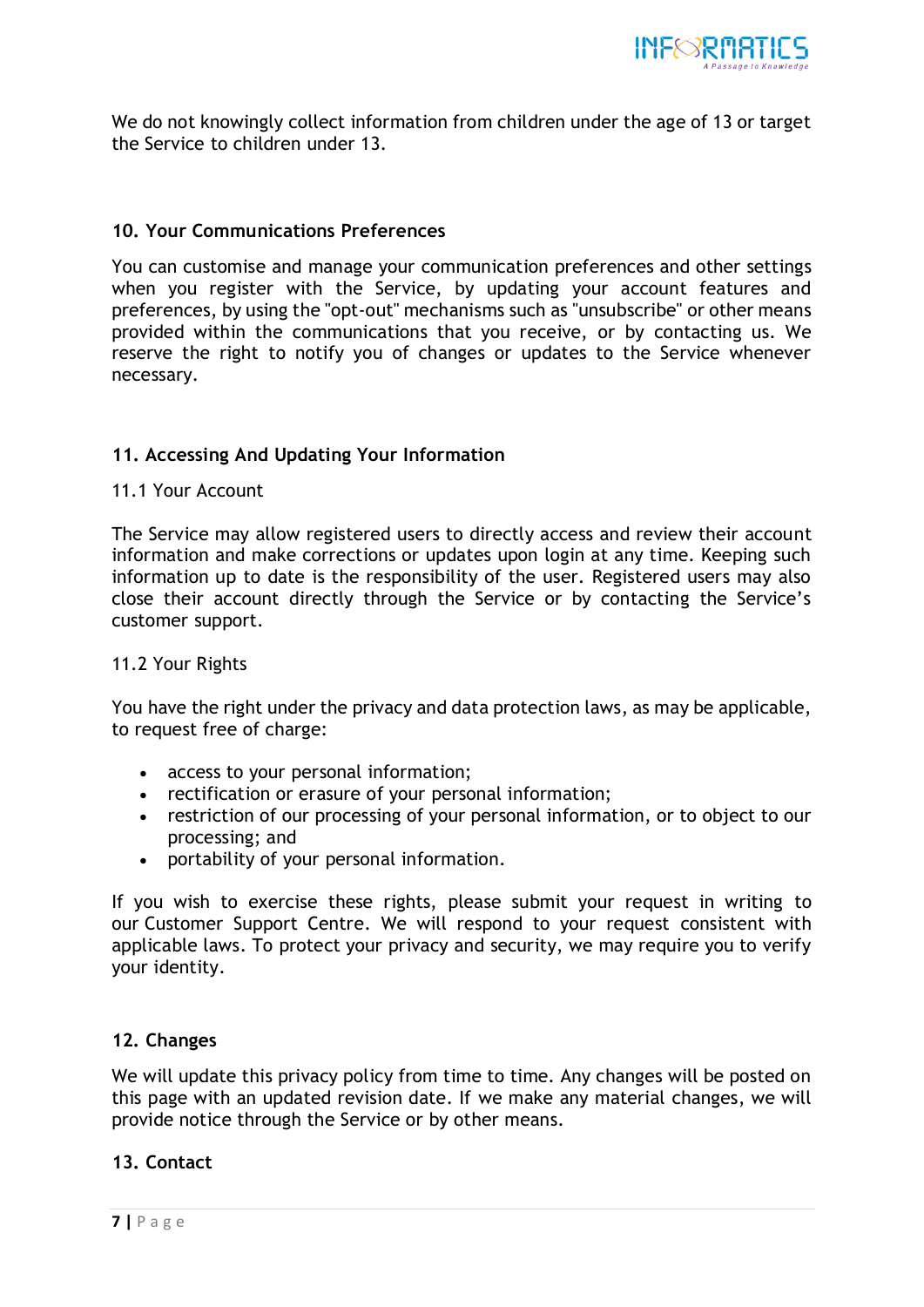We do not knowingly collect information from children under the age of 13 or target the Service to children under 13.

## 10. Your Communications Preferences

You can customise and manage your communication preferences and other settings when you register with the Service, by updating your account features and preferences, by using the "opt-out" mechanisms such as "unsubscribe" or other means provided within the communications that you receive, or by contacting us. We reserve the right to notify you of changes or updates to the Service whenever necessary.

## 11. Accessing And Updating Your Information

### 11.1 Your Account

The Service may allow registered users to directly access and review their account information and make corrections or updates upon login at any time. Keeping such information up to date is the responsibility of the user. Registered users may also close their account directly through the Service or by contacting the Service's customer support.

### 11.2 Your Rights

You have the right under the privacy and data protection laws, as may be applicable, to request free of charge:

- access to your personal information;
- rectification or erasure of your personal information;
- restriction of our processing of your personal information, or to object to our processing; and
- portability of your personal information.

If you wish to exercise these rights, please submit your request in writing to our Customer Support Centre. We will respond to your request consistent with applicable laws. To protect your privacy and security, we may require you to verify your identity.

## 12. Changes

We will update this privacy policy from time to time. Any changes will be posted on this page with an updated revision date. If we make any material changes, we will provide notice through the Service or by other means.

## 13. Contact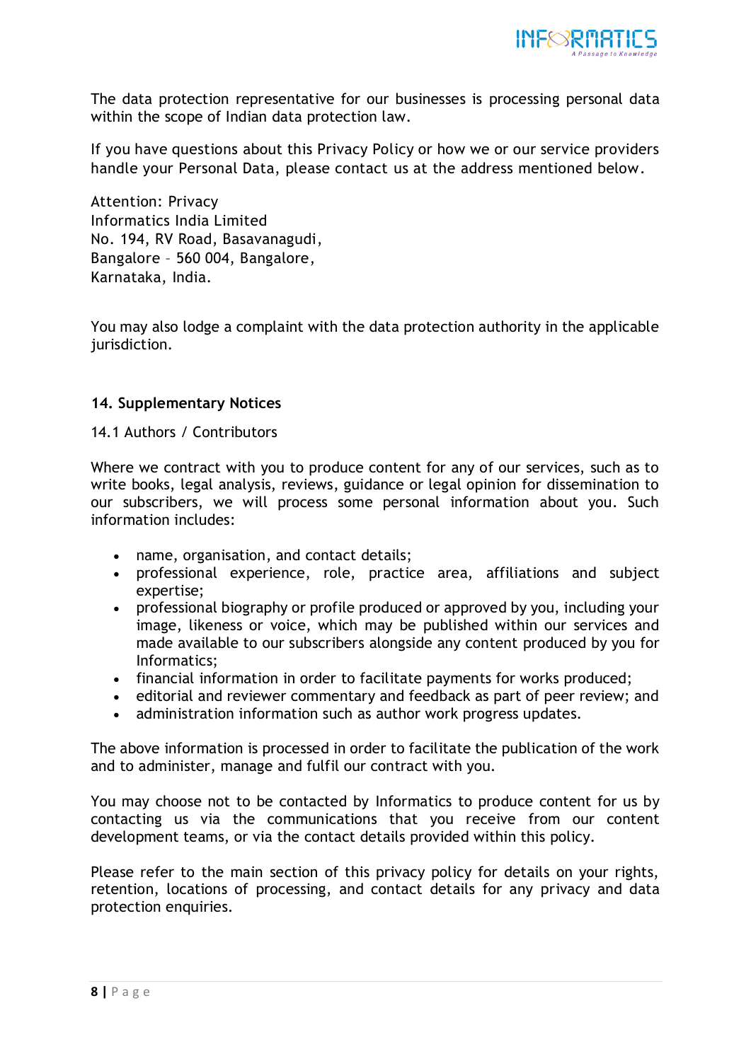The data protection representative for our businesses is processing personal data within the scope of Indian data protection law.

If you have questions about this Privacy Policy or how we or our service providers handle your Personal Data, please contact us at the address mentioned below.

Attention: Privacy
Informatics India Limited
No. 194, RV Road, Basavanagudi,
Bangalore – 560 004, Bangalore,
Karnataka, India.

You may also lodge a complaint with the data protection authority in the applicable jurisdiction.

**14. Supplementary Notices**

14.1 Authors / Contributors

Where we contract with you to produce content for any of our services, such as to write books, legal analysis, reviews, guidance or legal opinion for dissemination to our subscribers, we will process some personal information about you. Such information includes:

- name, organisation, and contact details;
- professional experience, role, practice area, affiliations and subject expertise;
- professional biography or profile produced or approved by you, including your image, likeness or voice, which may be published within our services and made available to our subscribers alongside any content produced by you for Informatics;
- financial information in order to facilitate payments for works produced;
- editorial and reviewer commentary and feedback as part of peer review; and
- administration information such as author work progress updates.

The above information is processed in order to facilitate the publication of the work and to administer, manage and fulfil our contract with you.

You may choose not to be contacted by Informatics to produce content for us by contacting us via the communications that you receive from our content development teams, or via the contact details provided within this policy.

Please refer to the main section of this privacy policy for details on your rights, retention, locations of processing, and contact details for any privacy and data protection enquiries.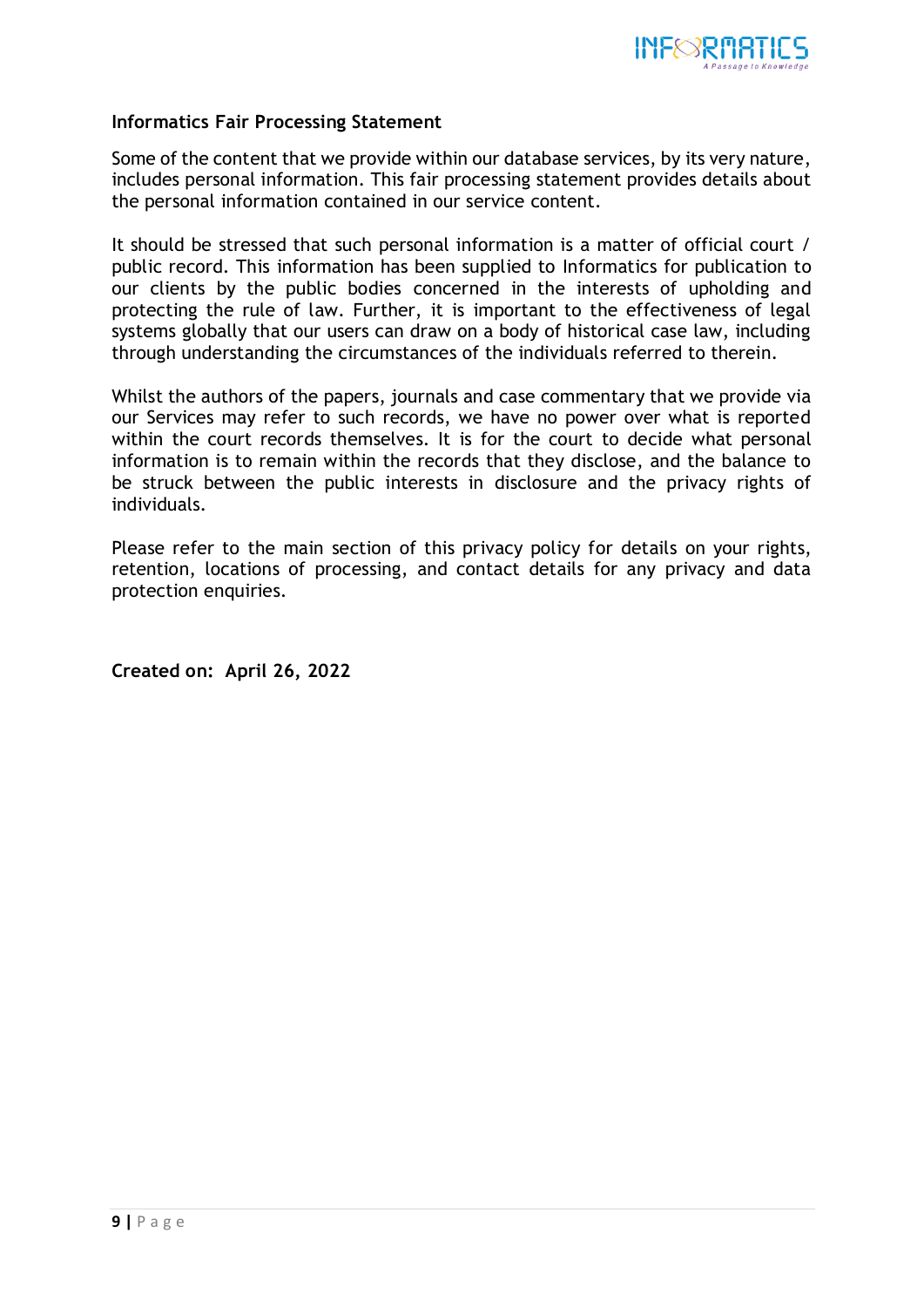## Informatics Fair Processing Statement

Some of the content that we provide within our database services, by its very nature, includes personal information. This fair processing statement provides details about the personal information contained in our service content.

It should be stressed that such personal information is a matter of official court / public record. This information has been supplied to Informatics for publication to our clients by the public bodies concerned in the interests of upholding and protecting the rule of law. Further, it is important to the effectiveness of legal systems globally that our users can draw on a body of historical case law, including through understanding the circumstances of the individuals referred to therein.

Whilst the authors of the papers, journals and case commentary that we provide via our Services may refer to such records, we have no power over what is reported within the court records themselves. It is for the court to decide what personal information is to remain within the records that they disclose, and the balance to be struck between the public interests in disclosure and the privacy rights of individuals.

Please refer to the main section of this privacy policy for details on your rights, retention, locations of processing, and contact details for any privacy and data protection enquiries.

**Created on: April 26, 2022**